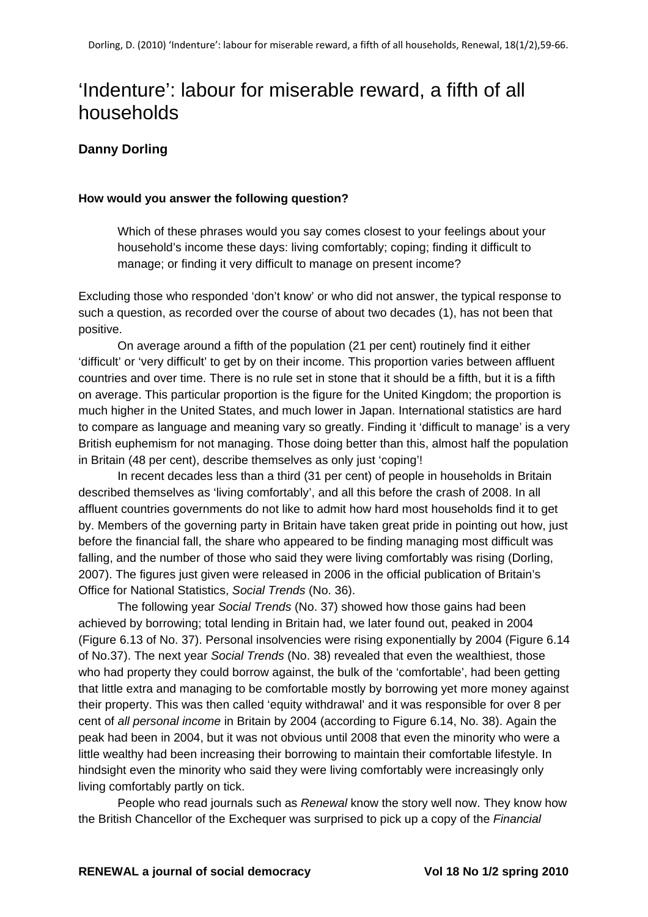# 'Indenture': labour for miserable reward, a fifth of all households

**Danny Dorling**

**How would you answer the following question?**

> Which of these phrases would you say comes closest to your feelings about your household's income these days: living comfortably; coping; finding it difficult to manage; or finding it very difficult to manage on present income?

Excluding those who responded 'don't know' or who did not answer, the typical response to such a question, as recorded over the course of about two decades (1), has not been that positive.

On average around a fifth of the population (21 per cent) routinely find it either 'difficult' or 'very difficult' to get by on their income. This proportion varies between affluent countries and over time. There is no rule set in stone that it should be a fifth, but it is a fifth on average. This particular proportion is the figure for the United Kingdom; the proportion is much higher in the United States, and much lower in Japan. International statistics are hard to compare as language and meaning vary so greatly. Finding it 'difficult to manage' is a very British euphemism for not managing. Those doing better than this, almost half the population in Britain (48 per cent), describe themselves as only just 'coping'!

In recent decades less than a third (31 per cent) of people in households in Britain described themselves as 'living comfortably', and all this before the crash of 2008. In all affluent countries governments do not like to admit how hard most households find it to get by. Members of the governing party in Britain have taken great pride in pointing out how, just before the financial fall, the share who appeared to be finding managing most difficult was falling, and the number of those who said they were living comfortably was rising (Dorling, 2007). The figures just given were released in 2006 in the official publication of Britain's Office for National Statistics, *Social Trends* (No. 36).

The following year *Social Trends* (No. 37) showed how those gains had been achieved by borrowing; total lending in Britain had, we later found out, peaked in 2004 (Figure 6.13 of No. 37). Personal insolvencies were rising exponentially by 2004 (Figure 6.14 of No.37). The next year *Social Trends* (No. 38) revealed that even the wealthiest, those who had property they could borrow against, the bulk of the 'comfortable', had been getting that little extra and managing to be comfortable mostly by borrowing yet more money against their property. This was then called 'equity withdrawal' and it was responsible for over 8 per cent of *all personal income* in Britain by 2004 (according to Figure 6.14, No. 38). Again the peak had been in 2004, but it was not obvious until 2008 that even the minority who were a little wealthy had been increasing their borrowing to maintain their comfortable lifestyle. In hindsight even the minority who said they were living comfortably were increasingly only living comfortably partly on tick.

People who read journals such as *Renewal* know the story well now. They know how the British Chancellor of the Exchequer was surprised to pick up a copy of the *Financial*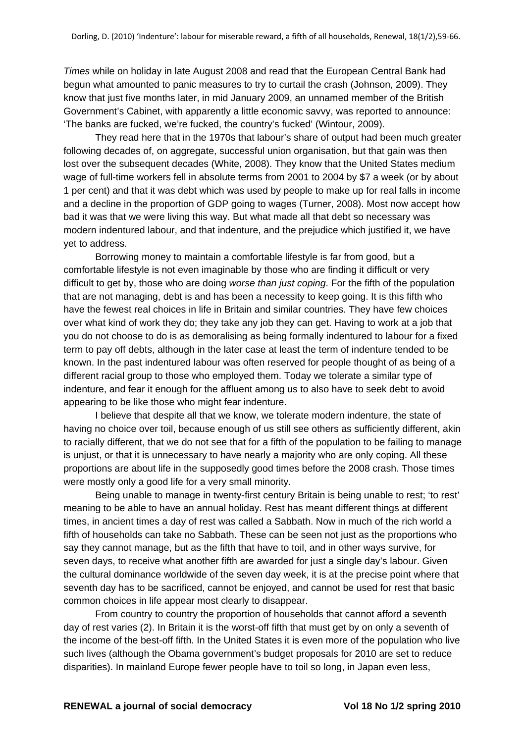*Times* while on holiday in late August 2008 and read that the European Central Bank had begun what amounted to panic measures to try to curtail the crash (Johnson, 2009). They know that just five months later, in mid January 2009, an unnamed member of the British Government's Cabinet, with apparently a little economic savvy, was reported to announce: 'The banks are fucked, we're fucked, the country's fucked' (Wintour, 2009).

They read here that in the 1970s that labour's share of output had been much greater following decades of, on aggregate, successful union organisation, but that gain was then lost over the subsequent decades (White, 2008). They know that the United States medium wage of full-time workers fell in absolute terms from 2001 to 2004 by $7 a week (or by about 1 per cent) and that it was debt which was used by people to make up for real falls in income and a decline in the proportion of GDP going to wages (Turner, 2008). Most now accept how bad it was that we were living this way. But what made all that debt so necessary was modern indentured labour, and that indenture, and the prejudice which justified it, we have yet to address.

Borrowing money to maintain a comfortable lifestyle is far from good, but a comfortable lifestyle is not even imaginable by those who are finding it difficult or very difficult to get by, those who are doing *worse than just coping*. For the fifth of the population that are not managing, debt is and has been a necessity to keep going. It is this fifth who have the fewest real choices in life in Britain and similar countries. They have few choices over what kind of work they do; they take any job they can get. Having to work at a job that you do not choose to do is as demoralising as being formally indentured to labour for a fixed term to pay off debts, although in the later case at least the term of indenture tended to be known. In the past indentured labour was often reserved for people thought of as being of a different racial group to those who employed them. Today we tolerate a similar type of indenture, and fear it enough for the affluent among us to also have to seek debt to avoid appearing to be like those who might fear indenture.

I believe that despite all that we know, we tolerate modern indenture, the state of having no choice over toil, because enough of us still see others as sufficiently different, akin to racially different, that we do not see that for a fifth of the population to be failing to manage is unjust, or that it is unnecessary to have nearly a majority who are only coping. All these proportions are about life in the supposedly good times before the 2008 crash. Those times were mostly only a good life for a very small minority.

Being unable to manage in twenty-first century Britain is being unable to rest; 'to rest' meaning to be able to have an annual holiday. Rest has meant different things at different times, in ancient times a day of rest was called a Sabbath. Now in much of the rich world a fifth of households can take no Sabbath. These can be seen not just as the proportions who say they cannot manage, but as the fifth that have to toil, and in other ways survive, for seven days, to receive what another fifth are awarded for just a single day's labour. Given the cultural dominance worldwide of the seven day week, it is at the precise point where that seventh day has to be sacrificed, cannot be enjoyed, and cannot be used for rest that basic common choices in life appear most clearly to disappear.

From country to country the proportion of households that cannot afford a seventh day of rest varies (2). In Britain it is the worst-off fifth that must get by on only a seventh of the income of the best-off fifth. In the United States it is even more of the population who live such lives (although the Obama government's budget proposals for 2010 are set to reduce disparities). In mainland Europe fewer people have to toil so long, in Japan even less,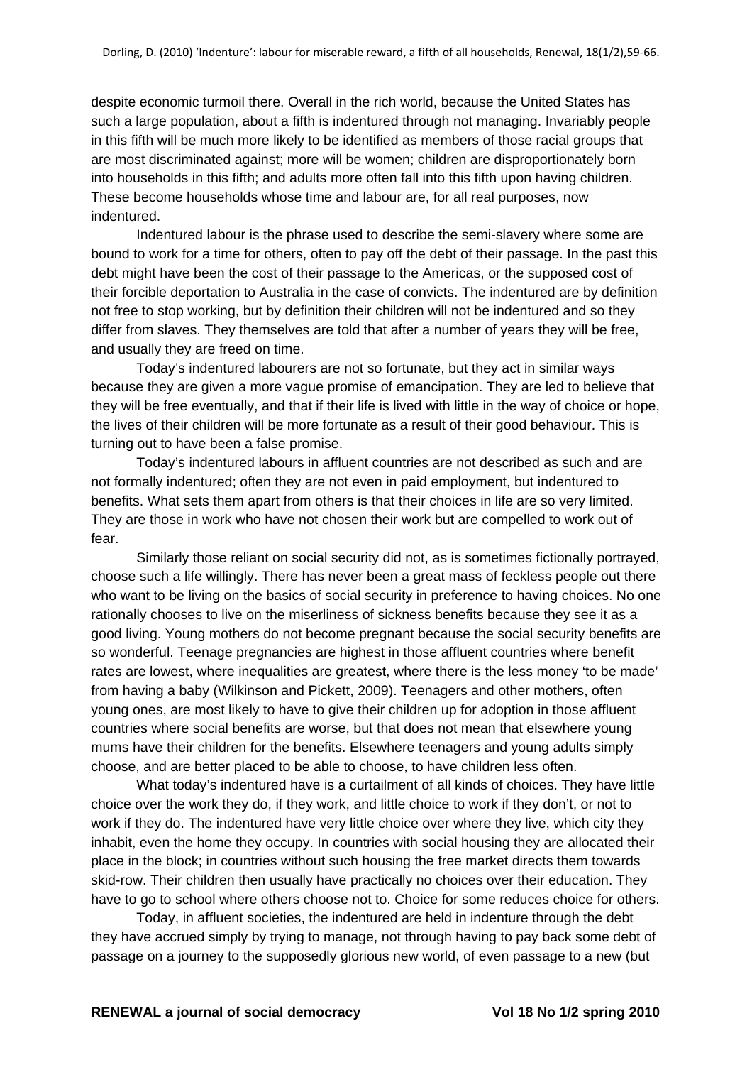despite economic turmoil there. Overall in the rich world, because the United States has such a large population, about a fifth is indentured through not managing. Invariably people in this fifth will be much more likely to be identified as members of those racial groups that are most discriminated against; more will be women; children are disproportionately born into households in this fifth; and adults more often fall into this fifth upon having children. These become households whose time and labour are, for all real purposes, now indentured.

Indentured labour is the phrase used to describe the semi-slavery where some are bound to work for a time for others, often to pay off the debt of their passage. In the past this debt might have been the cost of their passage to the Americas, or the supposed cost of their forcible deportation to Australia in the case of convicts. The indentured are by definition not free to stop working, but by definition their children will not be indentured and so they differ from slaves. They themselves are told that after a number of years they will be free, and usually they are freed on time.

Today's indentured labourers are not so fortunate, but they act in similar ways because they are given a more vague promise of emancipation. They are led to believe that they will be free eventually, and that if their life is lived with little in the way of choice or hope, the lives of their children will be more fortunate as a result of their good behaviour. This is turning out to have been a false promise.

Today's indentured labours in affluent countries are not described as such and are not formally indentured; often they are not even in paid employment, but indentured to benefits. What sets them apart from others is that their choices in life are so very limited. They are those in work who have not chosen their work but are compelled to work out of fear.

Similarly those reliant on social security did not, as is sometimes fictionally portrayed, choose such a life willingly. There has never been a great mass of feckless people out there who want to be living on the basics of social security in preference to having choices. No one rationally chooses to live on the miserliness of sickness benefits because they see it as a good living. Young mothers do not become pregnant because the social security benefits are so wonderful. Teenage pregnancies are highest in those affluent countries where benefit rates are lowest, where inequalities are greatest, where there is the less money 'to be made' from having a baby (Wilkinson and Pickett, 2009). Teenagers and other mothers, often young ones, are most likely to have to give their children up for adoption in those affluent countries where social benefits are worse, but that does not mean that elsewhere young mums have their children for the benefits. Elsewhere teenagers and young adults simply choose, and are better placed to be able to choose, to have children less often.

What today's indentured have is a curtailment of all kinds of choices. They have little choice over the work they do, if they work, and little choice to work if they don't, or not to work if they do. The indentured have very little choice over where they live, which city they inhabit, even the home they occupy. In countries with social housing they are allocated their place in the block; in countries without such housing the free market directs them towards skid-row. Their children then usually have practically no choices over their education. They have to go to school where others choose not to. Choice for some reduces choice for others.

Today, in affluent societies, the indentured are held in indenture through the debt they have accrued simply by trying to manage, not through having to pay back some debt of passage on a journey to the supposedly glorious new world, of even passage to a new (but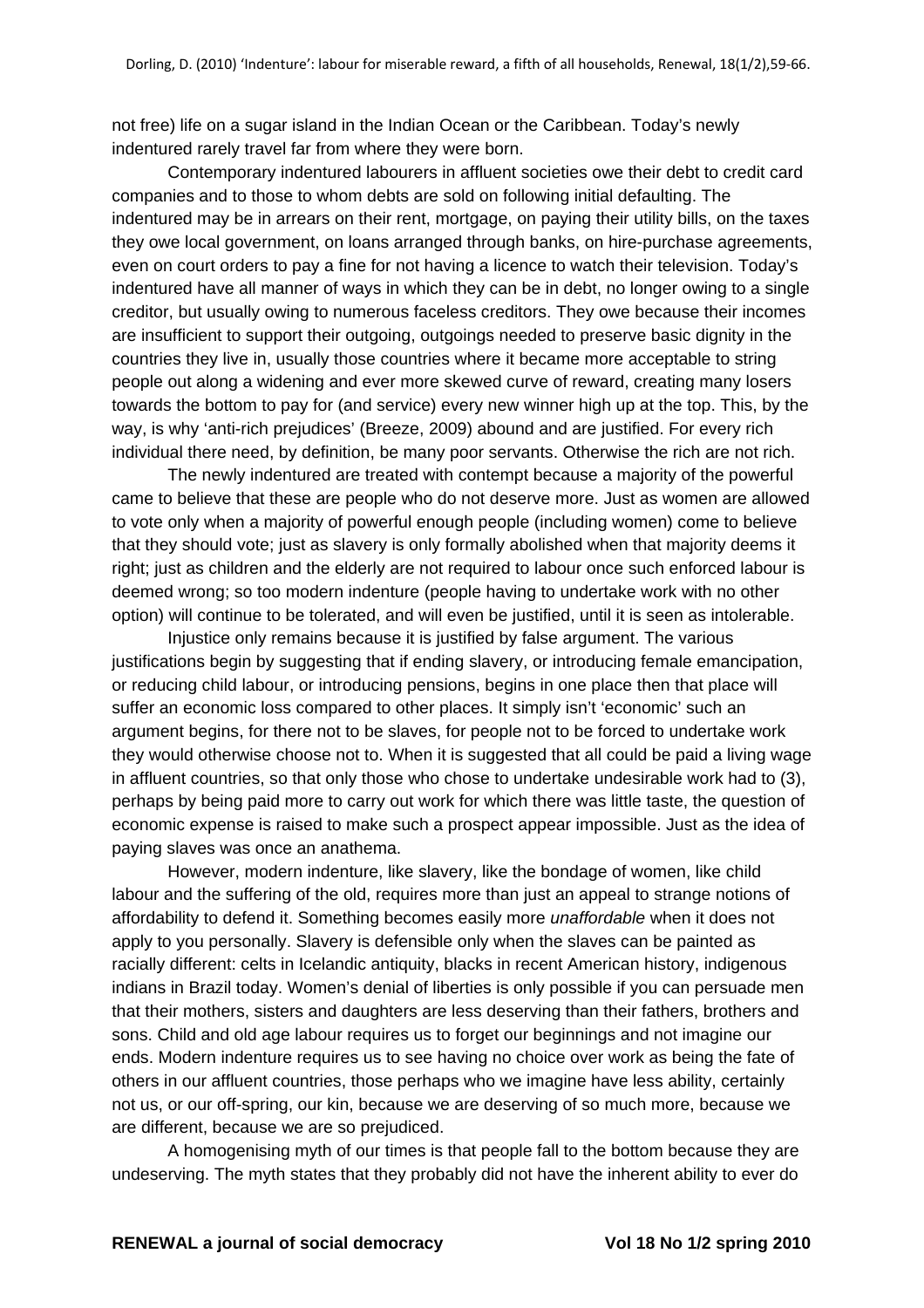not free) life on a sugar island in the Indian Ocean or the Caribbean. Today's newly indentured rarely travel far from where they were born.

Contemporary indentured labourers in affluent societies owe their debt to credit card companies and to those to whom debts are sold on following initial defaulting. The indentured may be in arrears on their rent, mortgage, on paying their utility bills, on the taxes they owe local government, on loans arranged through banks, on hire-purchase agreements, even on court orders to pay a fine for not having a licence to watch their television. Today's indentured have all manner of ways in which they can be in debt, no longer owing to a single creditor, but usually owing to numerous faceless creditors. They owe because their incomes are insufficient to support their outgoing, outgoings needed to preserve basic dignity in the countries they live in, usually those countries where it became more acceptable to string people out along a widening and ever more skewed curve of reward, creating many losers towards the bottom to pay for (and service) every new winner high up at the top. This, by the way, is why 'anti-rich prejudices' (Breeze, 2009) abound and are justified. For every rich individual there need, by definition, be many poor servants. Otherwise the rich are not rich.

The newly indentured are treated with contempt because a majority of the powerful came to believe that these are people who do not deserve more. Just as women are allowed to vote only when a majority of powerful enough people (including women) come to believe that they should vote; just as slavery is only formally abolished when that majority deems it right; just as children and the elderly are not required to labour once such enforced labour is deemed wrong; so too modern indenture (people having to undertake work with no other option) will continue to be tolerated, and will even be justified, until it is seen as intolerable.

Injustice only remains because it is justified by false argument. The various justifications begin by suggesting that if ending slavery, or introducing female emancipation, or reducing child labour, or introducing pensions, begins in one place then that place will suffer an economic loss compared to other places. It simply isn't 'economic' such an argument begins, for there not to be slaves, for people not to be forced to undertake work they would otherwise choose not to. When it is suggested that all could be paid a living wage in affluent countries, so that only those who chose to undertake undesirable work had to (3), perhaps by being paid more to carry out work for which there was little taste, the question of economic expense is raised to make such a prospect appear impossible. Just as the idea of paying slaves was once an anathema.

However, modern indenture, like slavery, like the bondage of women, like child labour and the suffering of the old, requires more than just an appeal to strange notions of affordability to defend it. Something becomes easily more *unaffordable* when it does not apply to you personally. Slavery is defensible only when the slaves can be painted as racially different: celts in Icelandic antiquity, blacks in recent American history, indigenous indians in Brazil today. Women's denial of liberties is only possible if you can persuade men that their mothers, sisters and daughters are less deserving than their fathers, brothers and sons. Child and old age labour requires us to forget our beginnings and not imagine our ends. Modern indenture requires us to see having no choice over work as being the fate of others in our affluent countries, those perhaps who we imagine have less ability, certainly not us, or our off-spring, our kin, because we are deserving of so much more, because we are different, because we are so prejudiced.

A homogenising myth of our times is that people fall to the bottom because they are undeserving. The myth states that they probably did not have the inherent ability to ever do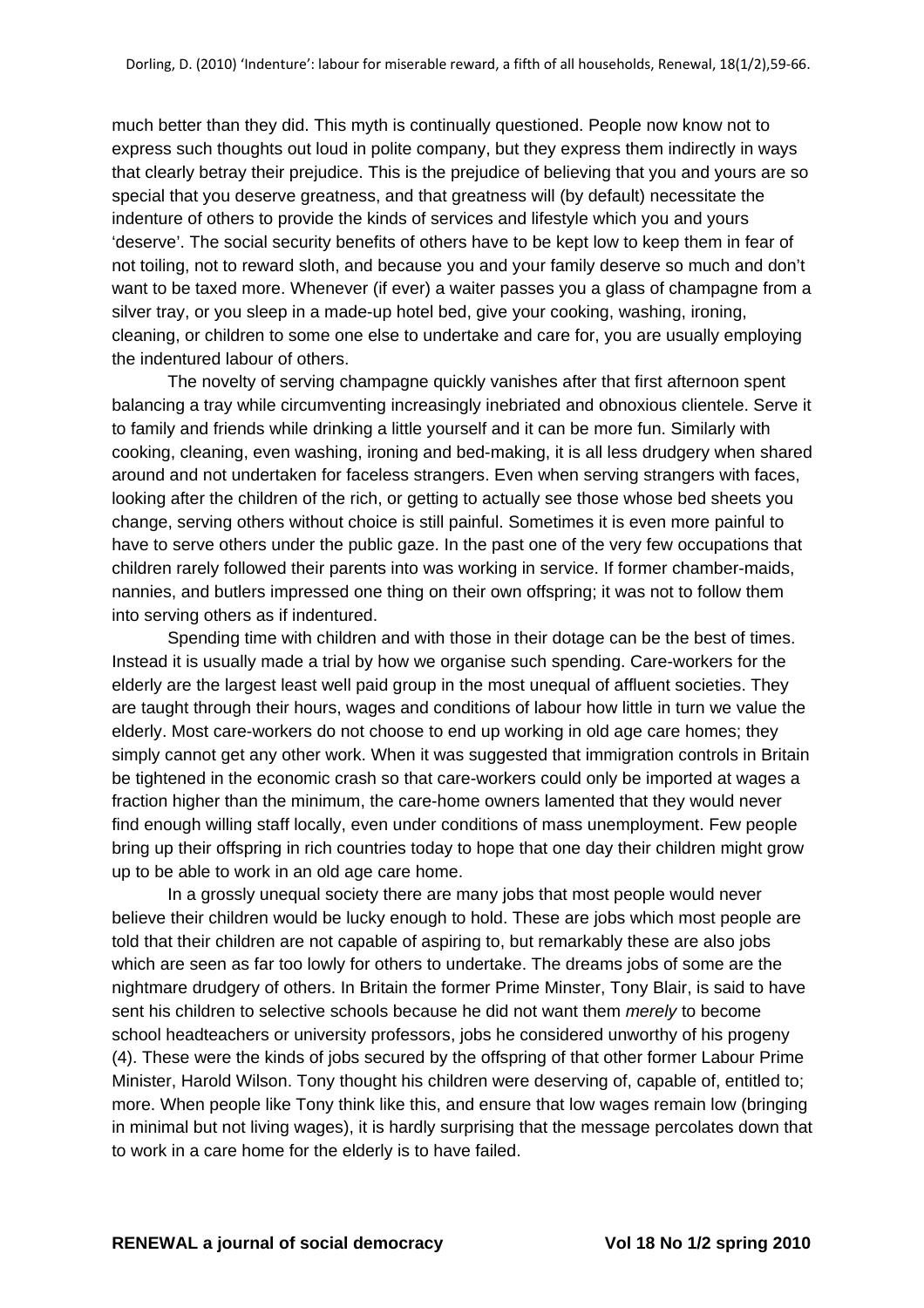much better than they did. This myth is continually questioned. People now know not to express such thoughts out loud in polite company, but they express them indirectly in ways that clearly betray their prejudice. This is the prejudice of believing that you and yours are so special that you deserve greatness, and that greatness will (by default) necessitate the indenture of others to provide the kinds of services and lifestyle which you and yours 'deserve'. The social security benefits of others have to be kept low to keep them in fear of not toiling, not to reward sloth, and because you and your family deserve so much and don't want to be taxed more. Whenever (if ever) a waiter passes you a glass of champagne from a silver tray, or you sleep in a made-up hotel bed, give your cooking, washing, ironing, cleaning, or children to some one else to undertake and care for, you are usually employing the indentured labour of others.

The novelty of serving champagne quickly vanishes after that first afternoon spent balancing a tray while circumventing increasingly inebriated and obnoxious clientele. Serve it to family and friends while drinking a little yourself and it can be more fun. Similarly with cooking, cleaning, even washing, ironing and bed-making, it is all less drudgery when shared around and not undertaken for faceless strangers. Even when serving strangers with faces, looking after the children of the rich, or getting to actually see those whose bed sheets you change, serving others without choice is still painful. Sometimes it is even more painful to have to serve others under the public gaze. In the past one of the very few occupations that children rarely followed their parents into was working in service. If former chamber-maids, nannies, and butlers impressed one thing on their own offspring; it was not to follow them into serving others as if indentured.

Spending time with children and with those in their dotage can be the best of times. Instead it is usually made a trial by how we organise such spending. Care-workers for the elderly are the largest least well paid group in the most unequal of affluent societies. They are taught through their hours, wages and conditions of labour how little in turn we value the elderly. Most care-workers do not choose to end up working in old age care homes; they simply cannot get any other work. When it was suggested that immigration controls in Britain be tightened in the economic crash so that care-workers could only be imported at wages a fraction higher than the minimum, the care-home owners lamented that they would never find enough willing staff locally, even under conditions of mass unemployment. Few people bring up their offspring in rich countries today to hope that one day their children might grow up to be able to work in an old age care home.

In a grossly unequal society there are many jobs that most people would never believe their children would be lucky enough to hold. These are jobs which most people are told that their children are not capable of aspiring to, but remarkably these are also jobs which are seen as far too lowly for others to undertake. The dreams jobs of some are the nightmare drudgery of others. In Britain the former Prime Minster, Tony Blair, is said to have sent his children to selective schools because he did not want them *merely* to become school headteachers or university professors, jobs he considered unworthy of his progeny (4). These were the kinds of jobs secured by the offspring of that other former Labour Prime Minister, Harold Wilson. Tony thought his children were deserving of, capable of, entitled to; more. When people like Tony think like this, and ensure that low wages remain low (bringing in minimal but not living wages), it is hardly surprising that the message percolates down that to work in a care home for the elderly is to have failed.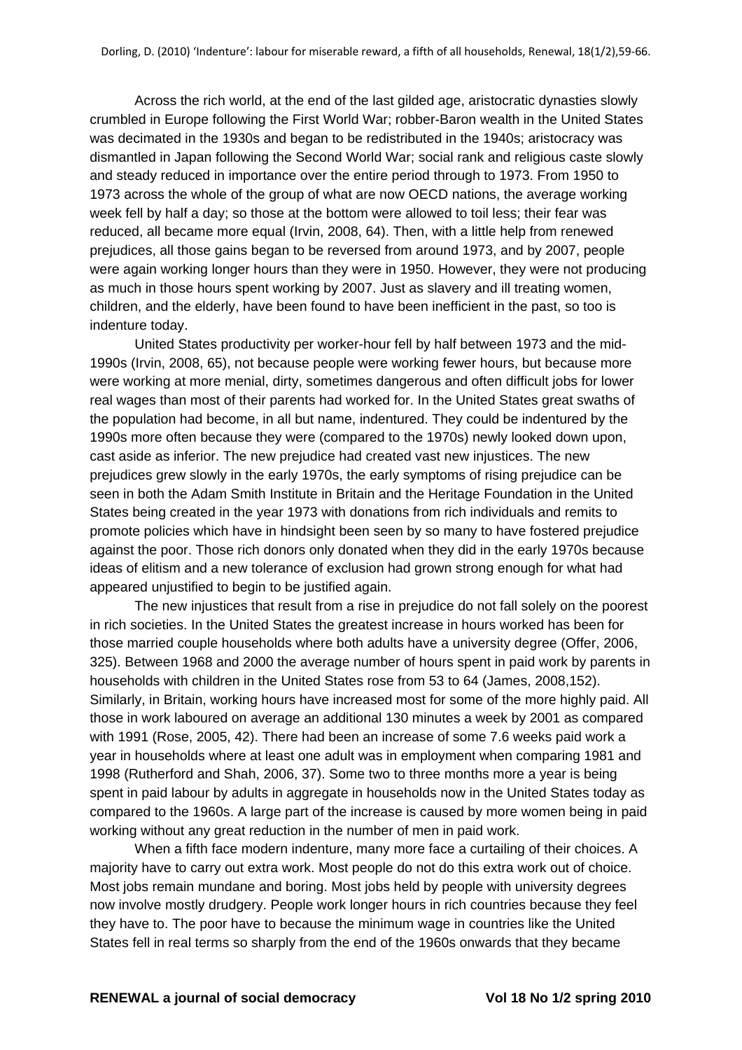Across the rich world, at the end of the last gilded age, aristocratic dynasties slowly crumbled in Europe following the First World War; robber-Baron wealth in the United States was decimated in the 1930s and began to be redistributed in the 1940s; aristocracy was dismantled in Japan following the Second World War; social rank and religious caste slowly and steady reduced in importance over the entire period through to 1973. From 1950 to 1973 across the whole of the group of what are now OECD nations, the average working week fell by half a day; so those at the bottom were allowed to toil less; their fear was reduced, all became more equal (Irvin, 2008, 64). Then, with a little help from renewed prejudices, all those gains began to be reversed from around 1973, and by 2007, people were again working longer hours than they were in 1950. However, they were not producing as much in those hours spent working by 2007. Just as slavery and ill treating women, children, and the elderly, have been found to have been inefficient in the past, so too is indenture today.

United States productivity per worker-hour fell by half between 1973 and the mid-1990s (Irvin, 2008, 65), not because people were working fewer hours, but because more were working at more menial, dirty, sometimes dangerous and often difficult jobs for lower real wages than most of their parents had worked for. In the United States great swaths of the population had become, in all but name, indentured. They could be indentured by the 1990s more often because they were (compared to the 1970s) newly looked down upon, cast aside as inferior. The new prejudice had created vast new injustices. The new prejudices grew slowly in the early 1970s, the early symptoms of rising prejudice can be seen in both the Adam Smith Institute in Britain and the Heritage Foundation in the United States being created in the year 1973 with donations from rich individuals and remits to promote policies which have in hindsight been seen by so many to have fostered prejudice against the poor. Those rich donors only donated when they did in the early 1970s because ideas of elitism and a new tolerance of exclusion had grown strong enough for what had appeared unjustified to begin to be justified again.

The new injustices that result from a rise in prejudice do not fall solely on the poorest in rich societies. In the United States the greatest increase in hours worked has been for those married couple households where both adults have a university degree (Offer, 2006, 325). Between 1968 and 2000 the average number of hours spent in paid work by parents in households with children in the United States rose from 53 to 64 (James, 2008,152). Similarly, in Britain, working hours have increased most for some of the more highly paid. All those in work laboured on average an additional 130 minutes a week by 2001 as compared with 1991 (Rose, 2005, 42). There had been an increase of some 7.6 weeks paid work a year in households where at least one adult was in employment when comparing 1981 and 1998 (Rutherford and Shah, 2006, 37). Some two to three months more a year is being spent in paid labour by adults in aggregate in households now in the United States today as compared to the 1960s. A large part of the increase is caused by more women being in paid working without any great reduction in the number of men in paid work.

When a fifth face modern indenture, many more face a curtailing of their choices. A majority have to carry out extra work. Most people do not do this extra work out of choice. Most jobs remain mundane and boring. Most jobs held by people with university degrees now involve mostly drudgery. People work longer hours in rich countries because they feel they have to. The poor have to because the minimum wage in countries like the United States fell in real terms so sharply from the end of the 1960s onwards that they became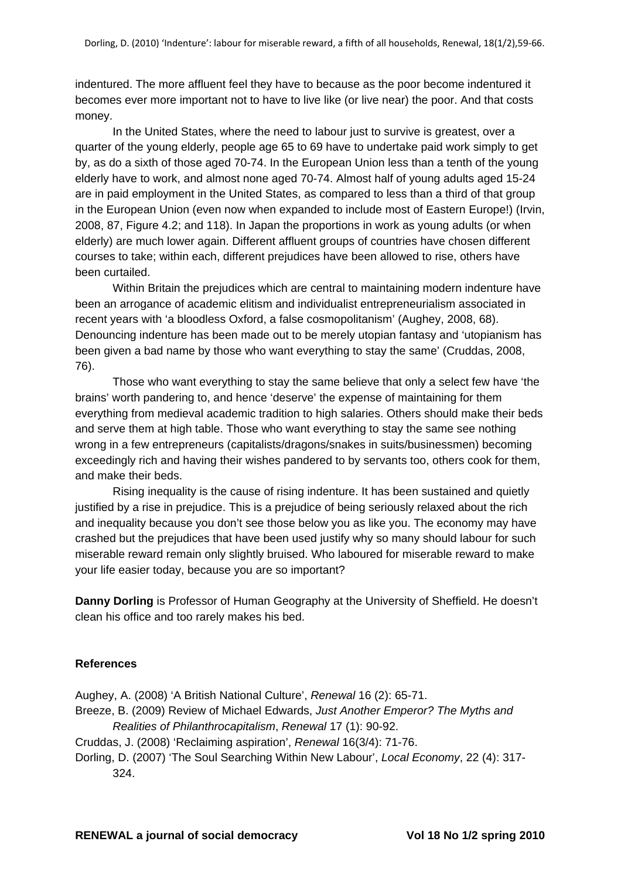indentured. The more affluent feel they have to because as the poor become indentured it becomes ever more important not to have to live like (or live near) the poor. And that costs money.

In the United States, where the need to labour just to survive is greatest, over a quarter of the young elderly, people age 65 to 69 have to undertake paid work simply to get by, as do a sixth of those aged 70-74. In the European Union less than a tenth of the young elderly have to work, and almost none aged 70-74. Almost half of young adults aged 15-24 are in paid employment in the United States, as compared to less than a third of that group in the European Union (even now when expanded to include most of Eastern Europe!) (Irvin, 2008, 87, Figure 4.2; and 118). In Japan the proportions in work as young adults (or when elderly) are much lower again. Different affluent groups of countries have chosen different courses to take; within each, different prejudices have been allowed to rise, others have been curtailed.

Within Britain the prejudices which are central to maintaining modern indenture have been an arrogance of academic elitism and individualist entrepreneurialism associated in recent years with 'a bloodless Oxford, a false cosmopolitanism' (Aughey, 2008, 68). Denouncing indenture has been made out to be merely utopian fantasy and 'utopianism has been given a bad name by those who want everything to stay the same' (Cruddas, 2008, 76).

Those who want everything to stay the same believe that only a select few have 'the brains' worth pandering to, and hence 'deserve' the expense of maintaining for them everything from medieval academic tradition to high salaries. Others should make their beds and serve them at high table. Those who want everything to stay the same see nothing wrong in a few entrepreneurs (capitalists/dragons/snakes in suits/businessmen) becoming exceedingly rich and having their wishes pandered to by servants too, others cook for them, and make their beds.

Rising inequality is the cause of rising indenture. It has been sustained and quietly justified by a rise in prejudice. This is a prejudice of being seriously relaxed about the rich and inequality because you don't see those below you as like you. The economy may have crashed but the prejudices that have been used justify why so many should labour for such miserable reward remain only slightly bruised. Who laboured for miserable reward to make your life easier today, because you are so important?

**Danny Dorling** is Professor of Human Geography at the University of Sheffield. He doesn't clean his office and too rarely makes his bed.

### References

Aughey, A. (2008) 'A British National Culture', *Renewal* 16 (2): 65-71.

Breeze, B. (2009) Review of Michael Edwards, *Just Another Emperor? The Myths and Realities of Philanthrocapitalism*, *Renewal* 17 (1): 90-92.

Cruddas, J. (2008) 'Reclaiming aspiration', *Renewal* 16(3/4): 71-76.

Dorling, D. (2007) 'The Soul Searching Within New Labour', *Local Economy*, 22 (4): 317-324.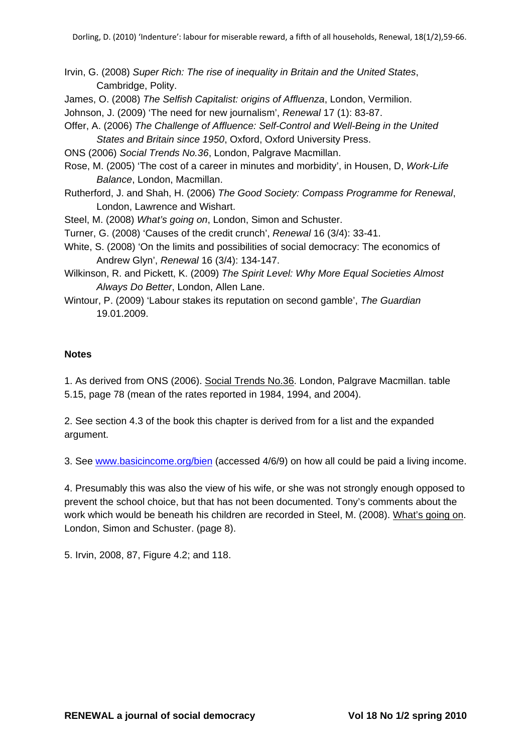Irvin, G. (2008) *Super Rich: The rise of inequality in Britain and the United States*, Cambridge, Polity.

James, O. (2008) *The Selfish Capitalist: origins of Affluenza*, London, Vermilion.

Johnson, J. (2009) 'The need for new journalism', *Renewal* 17 (1): 83-87.

Offer, A. (2006) *The Challenge of Affluence: Self-Control and Well-Being in the United States and Britain since 1950*, Oxford, Oxford University Press.

ONS (2006) *Social Trends No.36*, London, Palgrave Macmillan.

Rose, M. (2005) 'The cost of a career in minutes and morbidity', in Housen, D, *Work-Life Balance*, London, Macmillan.

Rutherford, J. and Shah, H. (2006) *The Good Society: Compass Programme for Renewal*, London, Lawrence and Wishart.

Steel, M. (2008) *What's going on*, London, Simon and Schuster.

Turner, G. (2008) 'Causes of the credit crunch', *Renewal* 16 (3/4): 33-41.

White, S. (2008) 'On the limits and possibilities of social democracy: The economics of Andrew Glyn', *Renewal* 16 (3/4): 134-147.

Wilkinson, R. and Pickett, K. (2009) *The Spirit Level: Why More Equal Societies Almost Always Do Better*, London, Allen Lane.

Wintour, P. (2009) 'Labour stakes its reputation on second gamble', *The Guardian* 19.01.2009.

**Notes**

1. As derived from ONS (2006). Social Trends No.36. London, Palgrave Macmillan. table 5.15, page 78 (mean of the rates reported in 1984, 1994, and 2004).

2. See section 4.3 of the book this chapter is derived from for a list and the expanded argument.

3. See www.basicincome.org/bien (accessed 4/6/9) on how all could be paid a living income.

4. Presumably this was also the view of his wife, or she was not strongly enough opposed to prevent the school choice, but that has not been documented. Tony's comments about the work which would be beneath his children are recorded in Steel, M. (2008). What's going on. London, Simon and Schuster. (page 8).

5. Irvin, 2008, 87, Figure 4.2; and 118.